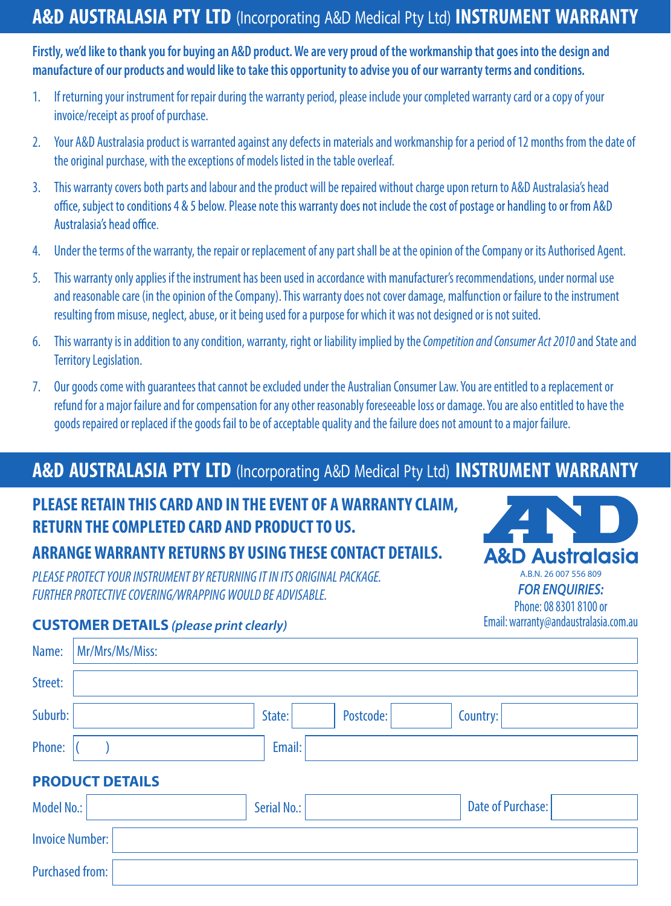# A&D AUSTRALASIA PTY LTD (Incorporating A&D Medical Pty Ltd) INSTRUMENT WARRANTY

**Firstly, we'd like to thank you for buying an A&D product. We are very proud of the workmanship that goes into the design and manufacture of our products and would like to take this opportunity to advise you of our warranty terms and conditions.**

1. If returning your instrument for repair during the warranty period, please include your completed warranty card or a copy of your invoice/receipt as proof of purchase.
2. Your A&D Australasia product is warranted against any defects in materials and workmanship for a period of 12 months from the date of the original purchase, with the exceptions of models listed in the table overleaf.
3. This warranty covers both parts and labour and the product will be repaired without charge upon return to A&D Australasia's head office, subject to conditions 4 & 5 below. Please note this warranty does not include the cost of postage or handling to or from A&D Australasia's head office.
4. Under the terms of the warranty, the repair or replacement of any part shall be at the opinion of the Company or its Authorised Agent.
5. This warranty only applies if the instrument has been used in accordance with manufacturer's recommendations, under normal use and reasonable care (in the opinion of the Company). This warranty does not cover damage, malfunction or failure to the instrument resulting from misuse, neglect, abuse, or it being used for a purpose for which it was not designed or is not suited.
6. This warranty is in addition to any condition, warranty, right or liability implied by the *Competition and Consumer Act 2010* and State and Territory Legislation.
7. Our goods come with guarantees that cannot be excluded under the Australian Consumer Law. You are entitled to a replacement or refund for a major failure and for compensation for any other reasonably foreseeable loss or damage. You are also entitled to have the goods repaired or replaced if the goods fail to be of acceptable quality and the failure does not amount to a major failure.

# A&D AUSTRALASIA PTY LTD (Incorporating A&D Medical Pty Ltd) INSTRUMENT WARRANTY

## PLEASE RETAIN THIS CARD AND IN THE EVENT OF A WARRANTY CLAIM, RETURN THE COMPLETED CARD AND PRODUCT TO US.

## ARRANGE WARRANTY RETURNS BY USING THESE CONTACT DETAILS.

*PLEASE PROTECT YOUR INSTRUMENT BY RETURNING IT IN ITS ORIGINAL PACKAGE. FURTHER PROTECTIVE COVERING/WRAPPING WOULD BE ADVISABLE.*

A&D Australasia
A.B.N. 26 007 556 809

***FOR ENQUIRIES:***
Phone: 08 8301 8100 or
Email: warranty@andaustralasia.com.au

### CUSTOMER DETAILS *(please print clearly)*

Name: Mr/Mrs/Ms/Miss:

Street:

Suburb: State: Postcode: Country:

Phone: ( ) Email:

### PRODUCT DETAILS

Model No.: Serial No.: Date of Purchase:

Invoice Number:

Purchased from: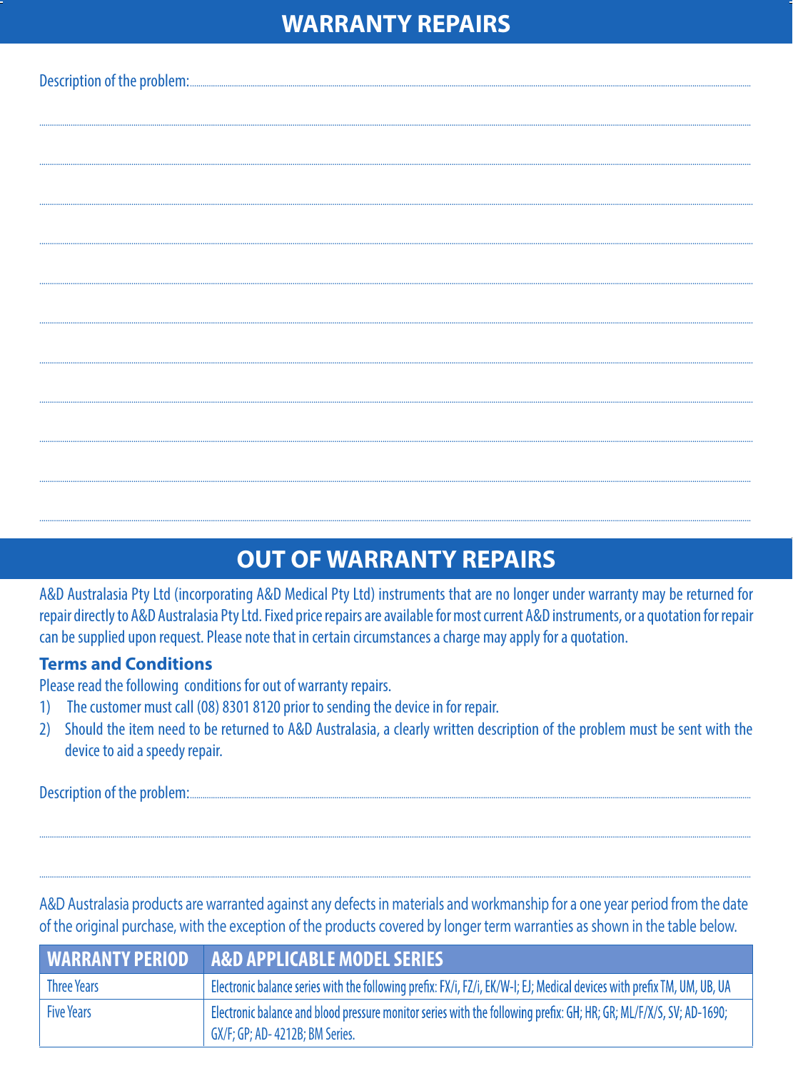## WARRANTY REPAIRS

Description of the problem:..............................................................................................................................................................................

..............................................................................................................................................................................................................

..............................................................................................................................................................................................................

..............................................................................................................................................................................................................

..............................................................................................................................................................................................................

..............................................................................................................................................................................................................

..............................................................................................................................................................................................................

..............................................................................................................................................................................................................

..............................................................................................................................................................................................................

..............................................................................................................................................................................................................

..............................................................................................................................................................................................................

..............................................................................................................................................................................................................

## OUT OF WARRANTY REPAIRS

A&D Australasia Pty Ltd (incorporating A&D Medical Pty Ltd) instruments that are no longer under warranty may be returned for repair directly to A&D Australasia Pty Ltd. Fixed price repairs are available for most current A&D instruments, or a quotation for repair can be supplied upon request. Please note that in certain circumstances a charge may apply for a quotation.

### Terms and Conditions

Please read the following conditions for out of warranty repairs.

1) The customer must call (08) 8301 8120 prior to sending the device in for repair.
2) Should the item need to be returned to A&D Australasia, a clearly written description of the problem must be sent with the device to aid a speedy repair.

Description of the problem:..............................................................................................................................................................................

..............................................................................................................................................................................................................

..............................................................................................................................................................................................................

A&D Australasia products are warranted against any defects in materials and workmanship for a one year period from the date of the original purchase, with the exception of the products covered by longer term warranties as shown in the table below.

| WARRANTY PERIOD | A&D APPLICABLE MODEL SERIES |
|---|---|
| Three Years | Electronic balance series with the following prefix: FX/i, FZ/i, EK/W-I; EJ; Medical devices with prefix TM, UM, UB, UA |
| Five Years | Electronic balance and blood pressure monitor series with the following prefix: GH; HR; GR; ML/F/X/S, SV; AD-1690; GX/F; GP; AD- 4212B; BM Series. |